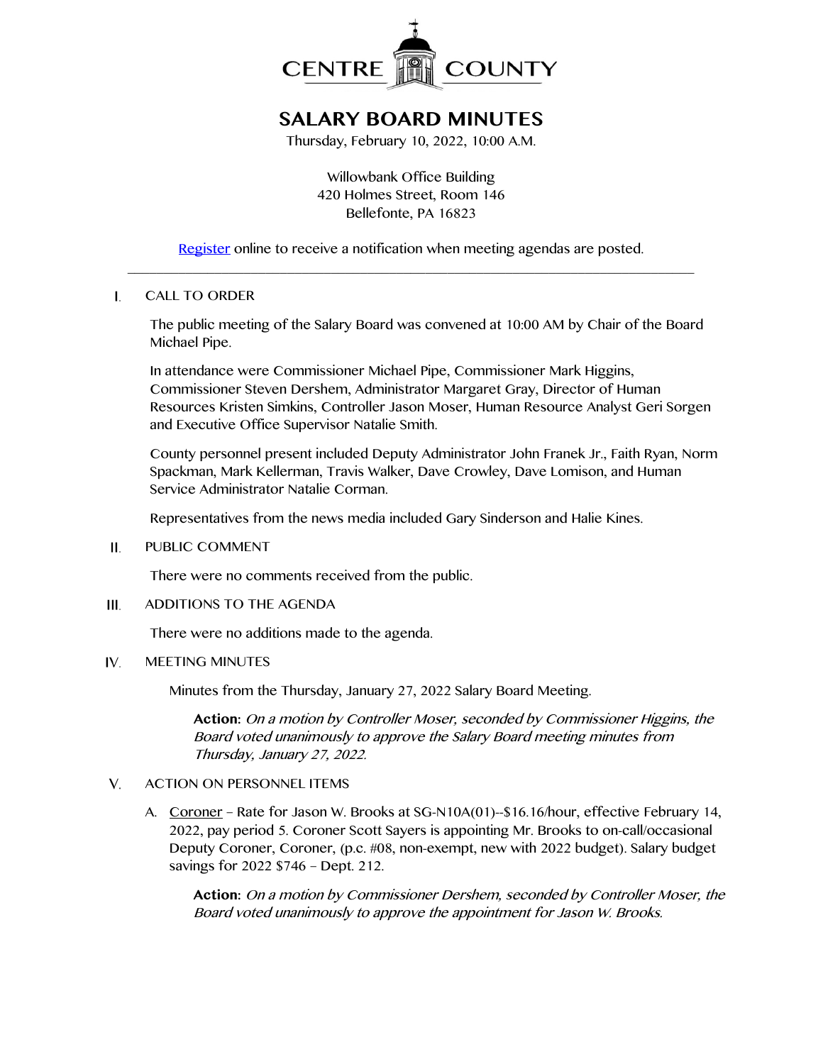CENTRE COUNTY

# SALARY BOARD MINUTES

Thursday, February 10, 2022, 10:00 A.M.

Willowbank Office Building
420 Holmes Street, Room 146
Bellefonte, PA 16823

Register online to receive a notification when meeting agendas are posted.

---

## I. CALL TO ORDER

The public meeting of the Salary Board was convened at 10:00 AM by Chair of the Board Michael Pipe.

In attendance were Commissioner Michael Pipe, Commissioner Mark Higgins, Commissioner Steven Dershem, Administrator Margaret Gray, Director of Human Resources Kristen Simkins, Controller Jason Moser, Human Resource Analyst Geri Sorgen and Executive Office Supervisor Natalie Smith.

County personnel present included Deputy Administrator John Franek Jr., Faith Ryan, Norm Spackman, Mark Kellerman, Travis Walker, Dave Crowley, Dave Lomison, and Human Service Administrator Natalie Corman.

Representatives from the news media included Gary Sinderson and Halie Kines.

## II. PUBLIC COMMENT

There were no comments received from the public.

## III. ADDITIONS TO THE AGENDA

There were no additions made to the agenda.

## IV. MEETING MINUTES

Minutes from the Thursday, January 27, 2022 Salary Board Meeting.

> **Action:** *On a motion by Controller Moser, seconded by Commissioner Higgins, the Board voted unanimously to approve the Salary Board meeting minutes from Thursday, January 27, 2022.*

## V. ACTION ON PERSONNEL ITEMS

A. Coroner – Rate for Jason W. Brooks at SG-N10A(01)--$16.16/hour, effective February 14, 2022, pay period 5. Coroner Scott Sayers is appointing Mr. Brooks to on-call/occasional Deputy Coroner, Coroner, (p.c. #08, non-exempt, new with 2022 budget). Salary budget savings for 2022 $746 – Dept. 212.

> **Action:** *On a motion by Commissioner Dershem, seconded by Controller Moser, the Board voted unanimously to approve the appointment for Jason W. Brooks.*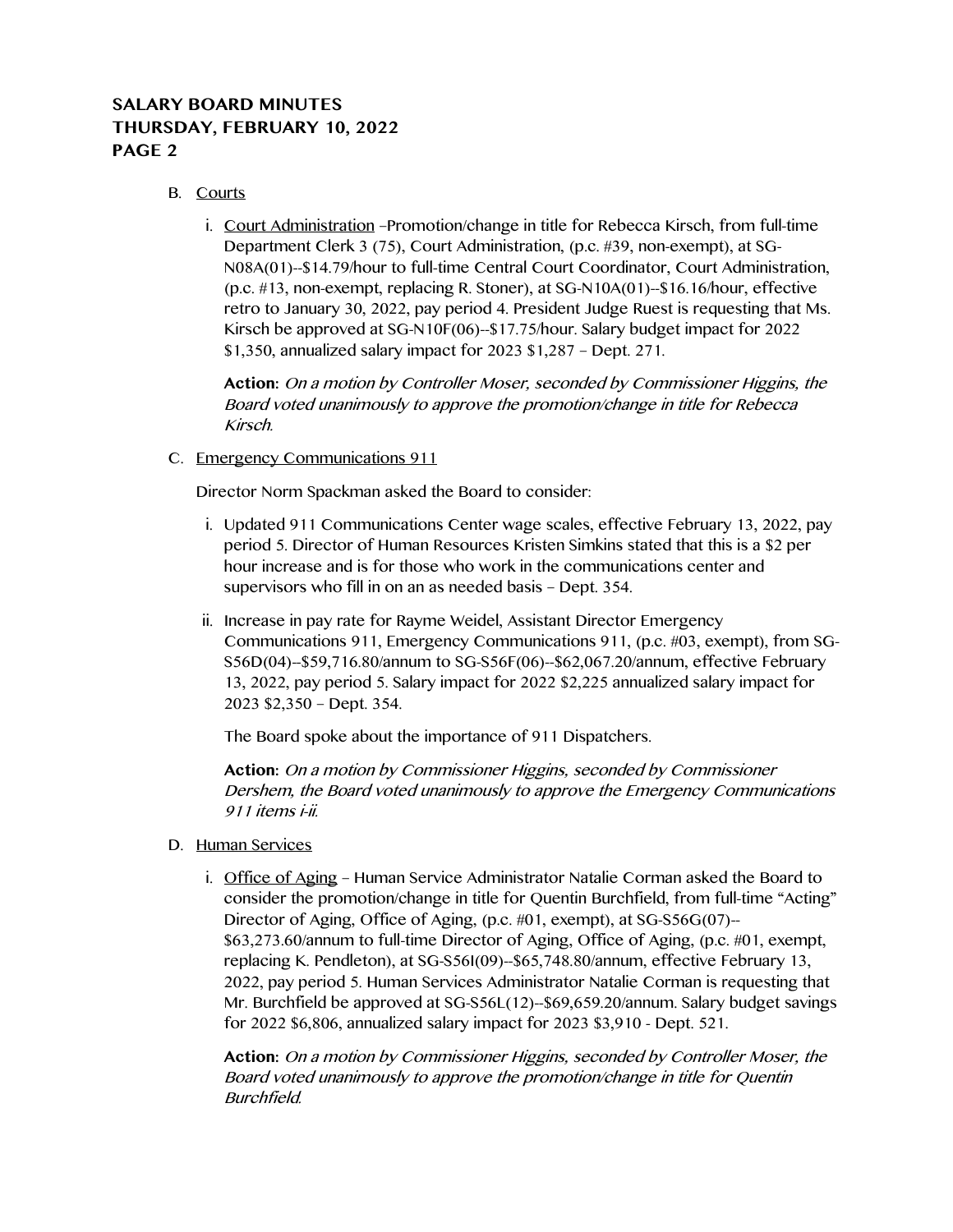B. Courts

   i. Court Administration –Promotion/change in title for Rebecca Kirsch, from full-time Department Clerk 3 (75), Court Administration, (p.c. #39, non-exempt), at SG-N08A(01)--$14.79/hour to full-time Central Court Coordinator, Court Administration, (p.c. #13, non-exempt, replacing R. Stoner), at SG-N10A(01)--$16.16/hour, effective retro to January 30, 2022, pay period 4. President Judge Ruest is requesting that Ms. Kirsch be approved at SG-N10F(06)--$17.75/hour. Salary budget impact for 2022 $1,350, annualized salary impact for 2023 $1,287 – Dept. 271.

      **Action:** *On a motion by Controller Moser, seconded by Commissioner Higgins, the Board voted unanimously to approve the promotion/change in title for Rebecca Kirsch.*

C. Emergency Communications 911

   Director Norm Spackman asked the Board to consider:

   i. Updated 911 Communications Center wage scales, effective February 13, 2022, pay period 5. Director of Human Resources Kristen Simkins stated that this is a $2 per hour increase and is for those who work in the communications center and supervisors who fill in on an as needed basis – Dept. 354.

   ii. Increase in pay rate for Rayme Weidel, Assistant Director Emergency Communications 911, Emergency Communications 911, (p.c. #03, exempt), from SG-S56D(04)--$59,716.80/annum to SG-S56F(06)--$62,067.20/annum, effective February 13, 2022, pay period 5. Salary impact for 2022 $2,225 annualized salary impact for 2023 $2,350 – Dept. 354.

      The Board spoke about the importance of 911 Dispatchers.

      **Action:** *On a motion by Commissioner Higgins, seconded by Commissioner Dershem, the Board voted unanimously to approve the Emergency Communications 911 items i-ii.*

D. Human Services

   i. Office of Aging – Human Service Administrator Natalie Corman asked the Board to consider the promotion/change in title for Quentin Burchfield, from full-time "Acting" Director of Aging, Office of Aging, (p.c. #01, exempt), at SG-S56G(07)--$63,273.60/annum to full-time Director of Aging, Office of Aging, (p.c. #01, exempt, replacing K. Pendleton), at SG-S56I(09)--$65,748.80/annum, effective February 13, 2022, pay period 5. Human Services Administrator Natalie Corman is requesting that Mr. Burchfield be approved at SG-S56L(12)--$69,659.20/annum. Salary budget savings for 2022 $6,806, annualized salary impact for 2023 $3,910 - Dept. 521.

      **Action:** *On a motion by Commissioner Higgins, seconded by Controller Moser, the Board voted unanimously to approve the promotion/change in title for Quentin Burchfield.*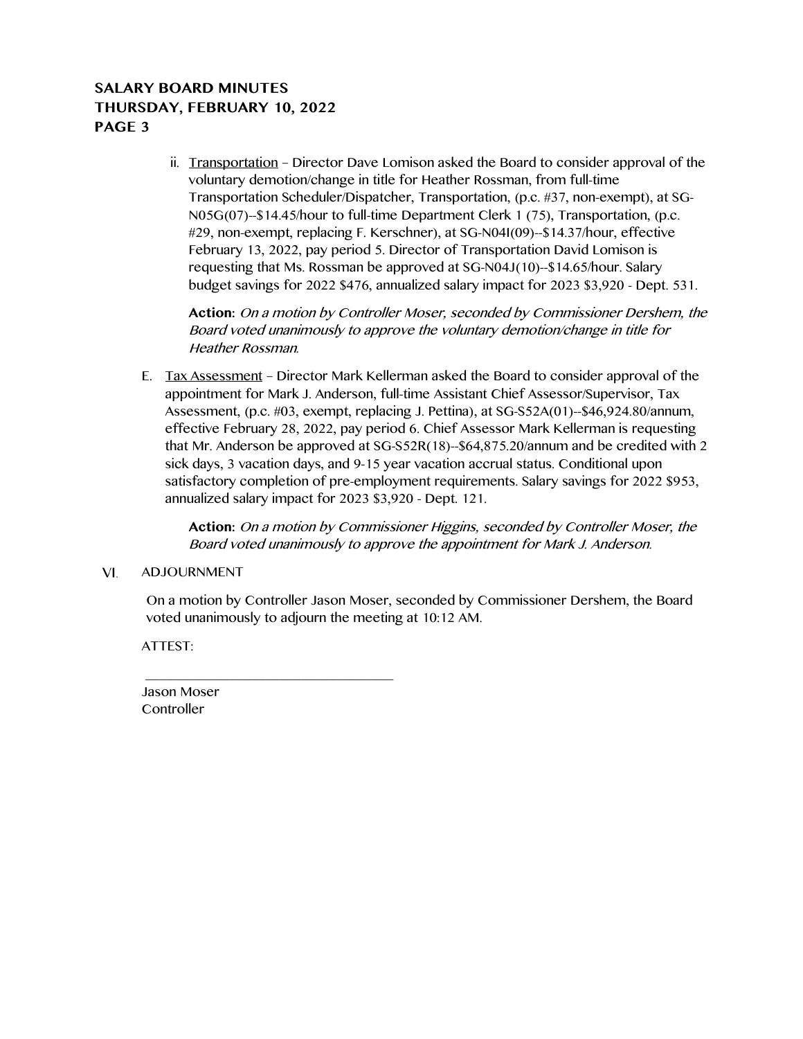ii. Transportation – Director Dave Lomison asked the Board to consider approval of the voluntary demotion/change in title for Heather Rossman, from full-time Transportation Scheduler/Dispatcher, Transportation, (p.c. #37, non-exempt), at SG-N05G(07)--$14.45/hour to full-time Department Clerk 1 (75), Transportation, (p.c. #29, non-exempt, replacing F. Kerschner), at SG-N04I(09)--$14.37/hour, effective February 13, 2022, pay period 5. Director of Transportation David Lomison is requesting that Ms. Rossman be approved at SG-N04J(10)--$14.65/hour. Salary budget savings for 2022 $476, annualized salary impact for 2023 $3,920 - Dept. 531.

**Action:** *On a motion by Controller Moser, seconded by Commissioner Dershem, the Board voted unanimously to approve the voluntary demotion/change in title for Heather Rossman.*

E. Tax Assessment – Director Mark Kellerman asked the Board to consider approval of the appointment for Mark J. Anderson, full-time Assistant Chief Assessor/Supervisor, Tax Assessment, (p.c. #03, exempt, replacing J. Pettina), at SG-S52A(01)--$46,924.80/annum, effective February 28, 2022, pay period 6. Chief Assessor Mark Kellerman is requesting that Mr. Anderson be approved at SG-S52R(18)--$64,875.20/annum and be credited with 2 sick days, 3 vacation days, and 9-15 year vacation accrual status. Conditional upon satisfactory completion of pre-employment requirements. Salary savings for 2022 $953, annualized salary impact for 2023 $3,920 - Dept. 121.

**Action:** *On a motion by Commissioner Higgins, seconded by Controller Moser, the Board voted unanimously to approve the appointment for Mark J. Anderson.*

VI. ADJOURNMENT

On a motion by Controller Jason Moser, seconded by Commissioner Dershem, the Board voted unanimously to adjourn the meeting at 10:12 AM.

ATTEST:

___________________________________

Jason Moser
Controller